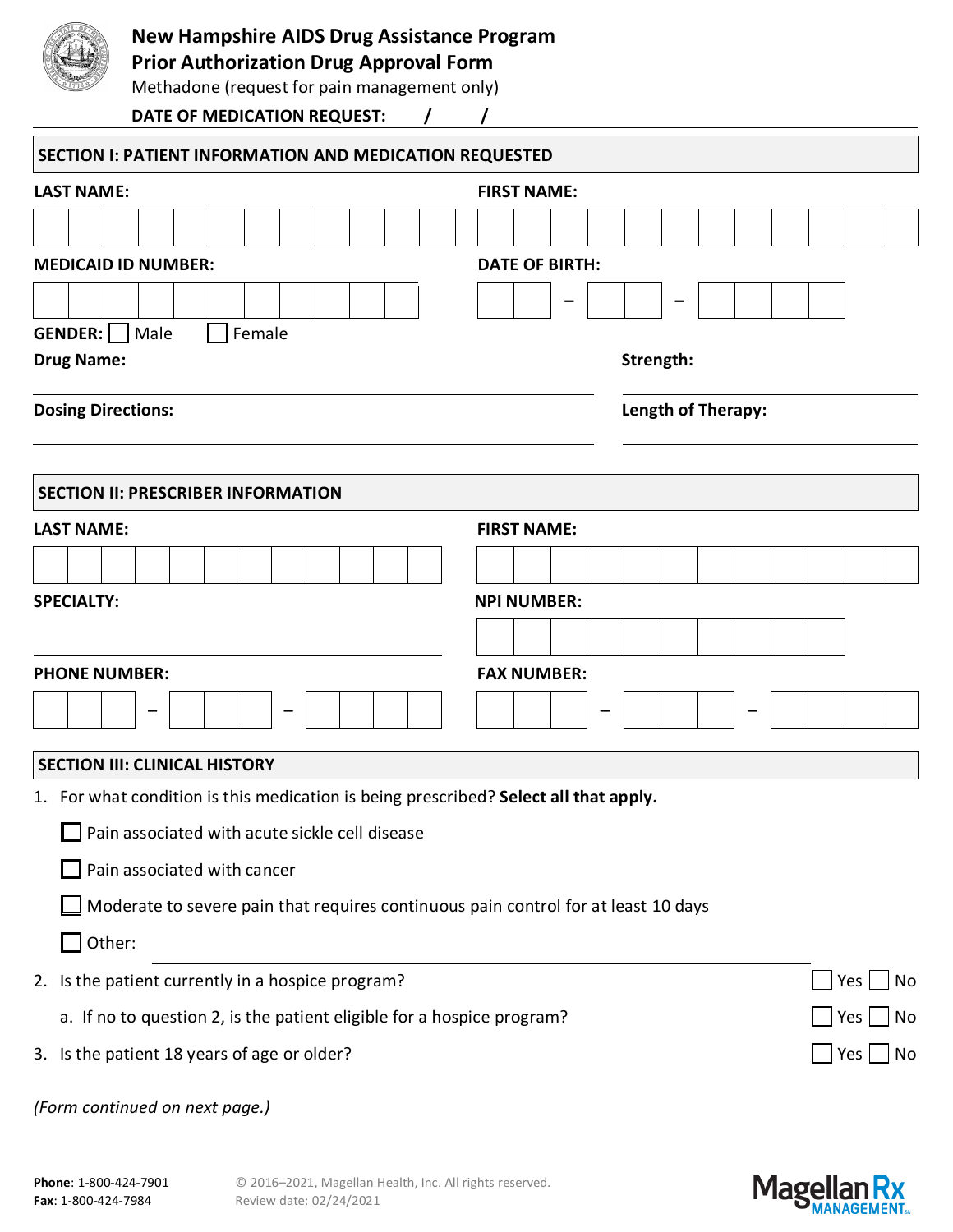# New Hampshire AIDS Drug Assistance Program
## Prior Authorization Drug Approval Form

Methadone (request for pain management only)

**DATE OF MEDICATION REQUEST:** ____ / ____ / ____

## SECTION I: PATIENT INFORMATION AND MEDICATION REQUESTED

**LAST NAME:** ______________________

**FIRST NAME:** ______________________

**MEDICAID ID NUMBER:** ______________________

**DATE OF BIRTH:** ____ – ____ – ________

**GENDER:** ☐ Male ☐ Female

**Drug Name:** ______________________

**Strength:** ______________________

**Dosing Directions:** ______________________

**Length of Therapy:** ______________________

## SECTION II: PRESCRIBER INFORMATION

**LAST NAME:** ______________________

**FIRST NAME:** ______________________

**SPECIALTY:** ______________________

**NPI NUMBER:** ______________________

**PHONE NUMBER:** ______ – ______ – ________

**FAX NUMBER:** ______ – ______ – ________

## SECTION III: CLINICAL HISTORY

1. For what condition is this medication is being prescribed? **Select all that apply.**

   ☐ Pain associated with acute sickle cell disease

   ☐ Pain associated with cancer

   ☐ Moderate to severe pain that requires continuous pain control for at least 10 days

   ☐ Other: ______________________

2. Is the patient currently in a hospice program? ☐ Yes ☐ No

   a. If no to question 2, is the patient eligible for a hospice program? ☐ Yes ☐ No

3. Is the patient 18 years of age or older? ☐ Yes ☐ No

*(Form continued on next page.)*

**Phone**: 1-800-424-7901
**Fax**: 1-800-424-7984

© 2016–2021, Magellan Health, Inc. All rights reserved.
Review date: 02/24/2021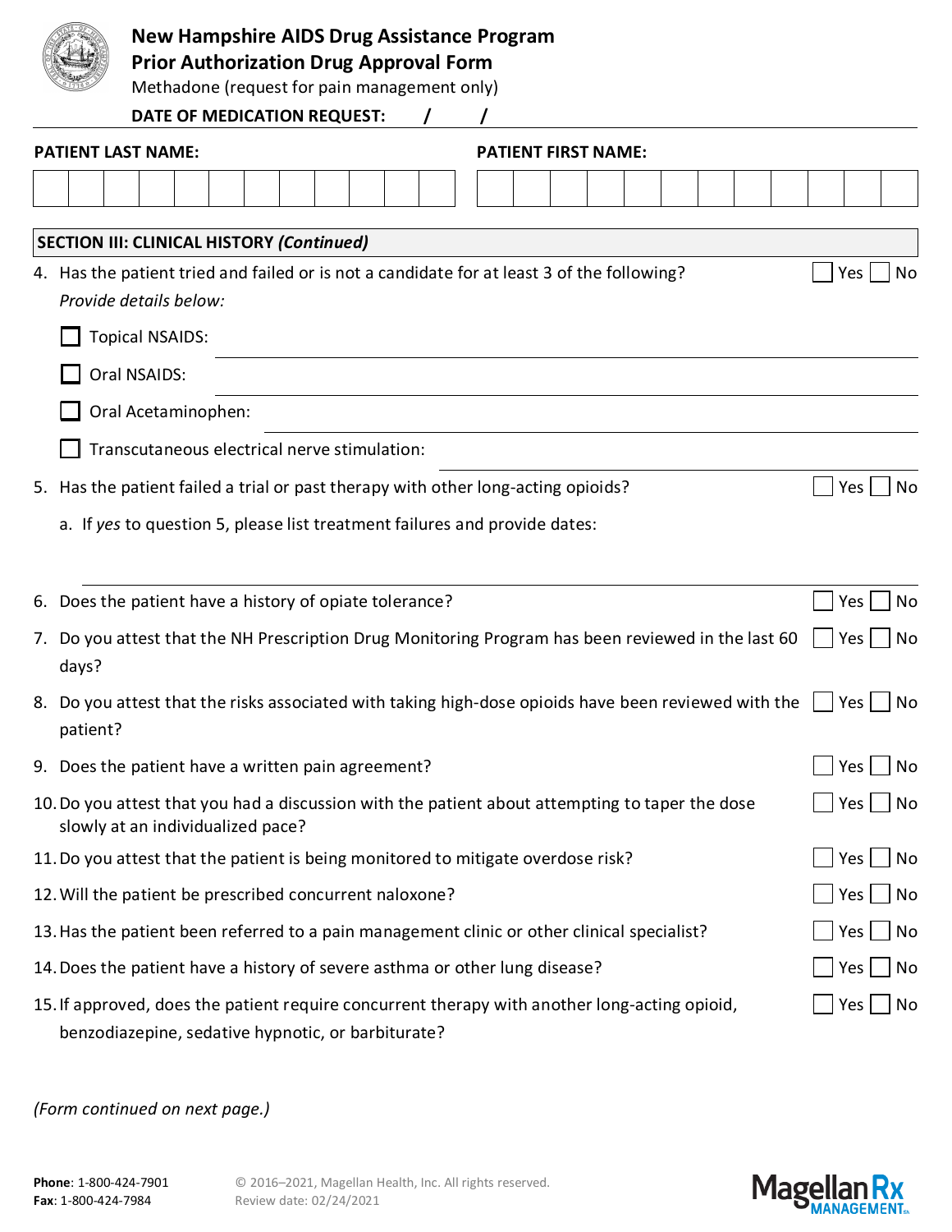# New Hampshire AIDS Drug Assistance Program
## Prior Authorization Drug Approval Form

Methadone (request for pain management only)

**DATE OF MEDICATION REQUEST:** ____ / ____ / ____

**PATIENT LAST NAME:** ______________________ **PATIENT FIRST NAME:** ______________________

### SECTION III: CLINICAL HISTORY *(Continued)*

4. Has the patient tried and failed or is not a candidate for at least 3 of the following? ☐ Yes ☐ No
   *Provide details below:*
   - ☐ Topical NSAIDS: ______________________
   - ☐ Oral NSAIDS: ______________________
   - ☐ Oral Acetaminophen: ______________________
   - ☐ Transcutaneous electrical nerve stimulation: ______________________
5. Has the patient failed a trial or past therapy with other long-acting opioids? ☐ Yes ☐ No
   a. If *yes* to question 5, please list treatment failures and provide dates: ______________________
6. Does the patient have a history of opiate tolerance? ☐ Yes ☐ No
7. Do you attest that the NH Prescription Drug Monitoring Program has been reviewed in the last 60 days? ☐ Yes ☐ No
8. Do you attest that the risks associated with taking high-dose opioids have been reviewed with the patient? ☐ Yes ☐ No
9. Does the patient have a written pain agreement? ☐ Yes ☐ No
10. Do you attest that you had a discussion with the patient about attempting to taper the dose slowly at an individualized pace? ☐ Yes ☐ No
11. Do you attest that the patient is being monitored to mitigate overdose risk? ☐ Yes ☐ No
12. Will the patient be prescribed concurrent naloxone? ☐ Yes ☐ No
13. Has the patient been referred to a pain management clinic or other clinical specialist? ☐ Yes ☐ No
14. Does the patient have a history of severe asthma or other lung disease? ☐ Yes ☐ No
15. If approved, does the patient require concurrent therapy with another long-acting opioid, benzodiazepine, sedative hypnotic, or barbiturate? ☐ Yes ☐ No

*(Form continued on next page.)*

**Phone**: 1-800-424-7901
**Fax**: 1-800-424-7984

© 2016–2021, Magellan Health, Inc. All rights reserved.
Review date: 02/24/2021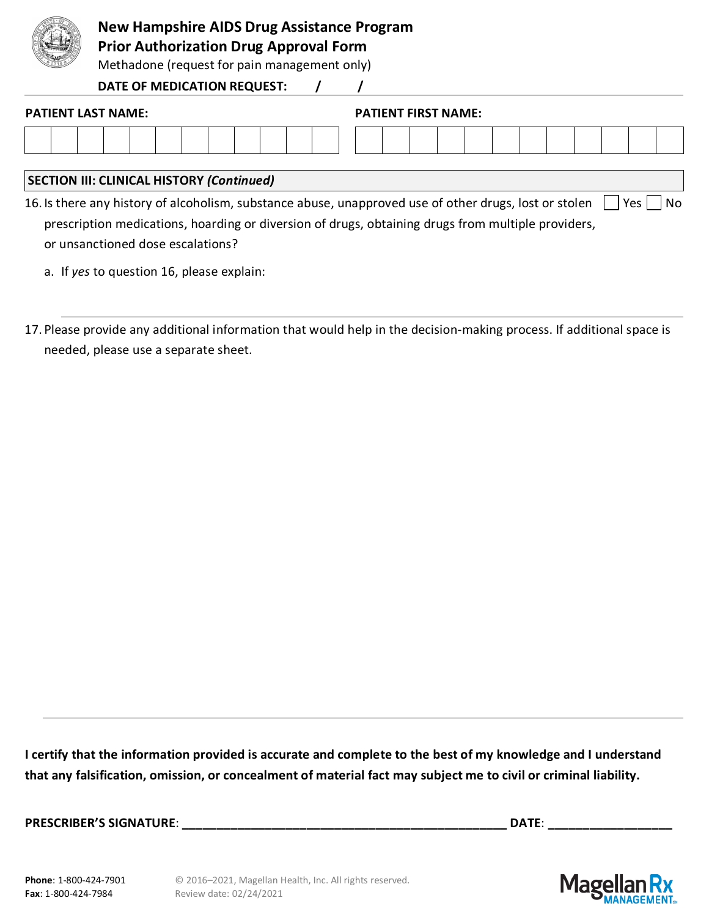# New Hampshire AIDS Drug Assistance Program

## Prior Authorization Drug Approval Form

Methadone (request for pain management only)

**DATE OF MEDICATION REQUEST:** / /

**PATIENT LAST NAME:**

**PATIENT FIRST NAME:**

## SECTION III: CLINICAL HISTORY *(Continued)*

16. Is there any history of alcoholism, substance abuse, unapproved use of other drugs, lost or stolen prescription medications, hoarding or diversion of drugs, obtaining drugs from multiple providers, or unsanctioned dose escalations? ☐ Yes ☐ No

    a. If *yes* to question 16, please explain:

17. Please provide any additional information that would help in the decision-making process. If additional space is needed, please use a separate sheet.

**I certify that the information provided is accurate and complete to the best of my knowledge and I understand that any falsification, omission, or concealment of material fact may subject me to civil or criminal liability.**

**PRESCRIBER'S SIGNATURE**: ______________________________ **DATE**: ____________

**Phone**: 1-800-424-7901
**Fax**: 1-800-424-7984

© 2016–2021, Magellan Health, Inc. All rights reserved.
Review date: 02/24/2021

Magellan Rx MANAGEMENT